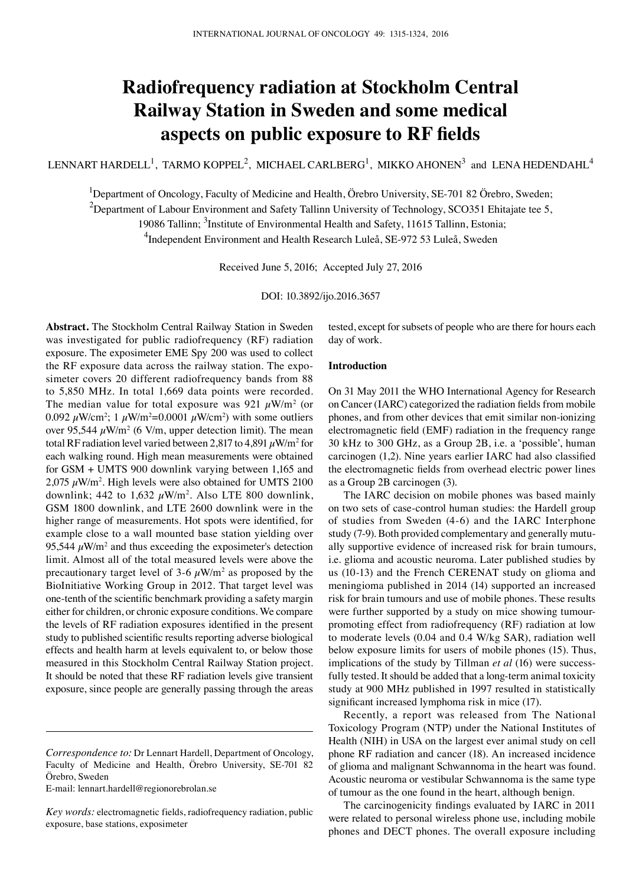# Radiofrequency radiation at Stockholm Central Railway Station in Sweden and some medical aspects on public exposure to RF fields

LENNART HARDELL[1], TARMO KOPPEL[2], MICHAEL CARLBERG[1], MIKKO AHONEN[3] and LENA HEDENDAHL[4]

[1]Department of Oncology, Faculty of Medicine and Health, Örebro University, SE-701 82 Örebro, Sweden; [2]Department of Labour Environment and Safety Tallinn University of Technology, SCO351 Ehitajate tee 5, 19086 Tallinn; [3]Institute of Environmental Health and Safety, 11615 Tallinn, Estonia; [4]Independent Environment and Health Research Luleå, SE-972 53 Luleå, Sweden

Received June 5, 2016; Accepted July 27, 2016

DOI: 10.3892/ijo.2016.3657

**Abstract.** The Stockholm Central Railway Station in Sweden was investigated for public radiofrequency (RF) radiation exposure. The exposimeter EME Spy 200 was used to collect the RF exposure data across the railway station. The exposimeter covers 20 different radiofrequency bands from 88 to 5,850 MHz. In total 1,669 data points were recorded. The median value for total exposure was 921 $\mu$W/m$^2$ (or 0.092 $\mu$W/cm$^2$; 1 $\mu$W/m$^2$=0.0001 $\mu$W/cm$^2$) with some outliers over 95,544 $\mu$W/m$^2$ (6 V/m, upper detection limit). The mean total RF radiation level varied between 2,817 to 4,891 $\mu$W/m$^2$ for each walking round. High mean measurements were obtained for GSM + UMTS 900 downlink varying between 1,165 and 2,075 $\mu$W/m$^2$. High levels were also obtained for UMTS 2100 downlink; 442 to 1,632 $\mu$W/m$^2$. Also LTE 800 downlink, GSM 1800 downlink, and LTE 2600 downlink were in the higher range of measurements. Hot spots were identified, for example close to a wall mounted base station yielding over 95,544 $\mu$W/m$^2$ and thus exceeding the exposimeter's detection limit. Almost all of the total measured levels were above the precautionary target level of 3-6 $\mu$W/m$^2$ as proposed by the BioInitiative Working Group in 2012. That target level was one-tenth of the scientific benchmark providing a safety margin either for children, or chronic exposure conditions. We compare the levels of RF radiation exposures identified in the present study to published scientific results reporting adverse biological effects and health harm at levels equivalent to, or below those measured in this Stockholm Central Railway Station project. It should be noted that these RF radiation levels give transient exposure, since people are generally passing through the areas tested, except for subsets of people who are there for hours each day of work.

*Correspondence to:* Dr Lennart Hardell, Department of Oncology, Faculty of Medicine and Health, Örebro University, SE-701 82 Örebro, Sweden
E-mail: lennart.hardell@regionorebrolan.se

*Key words:* electromagnetic fields, radiofrequency radiation, public exposure, base stations, exposimeter

## Introduction

On 31 May 2011 the WHO International Agency for Research on Cancer (IARC) categorized the radiation fields from mobile phones, and from other devices that emit similar non-ionizing electromagnetic field (EMF) radiation in the frequency range 30 kHz to 300 GHz, as a Group 2B, i.e. a 'possible', human carcinogen (1,2). Nine years earlier IARC had also classified the electromagnetic fields from overhead electric power lines as a Group 2B carcinogen (3).

The IARC decision on mobile phones was based mainly on two sets of case-control human studies: the Hardell group of studies from Sweden (4-6) and the IARC Interphone study (7-9). Both provided complementary and generally mutually supportive evidence of increased risk for brain tumours, i.e. glioma and acoustic neuroma. Later published studies by us (10-13) and the French CERENAT study on glioma and meningioma published in 2014 (14) supported an increased risk for brain tumours and use of mobile phones. These results were further supported by a study on mice showing tumour-promoting effect from radiofrequency (RF) radiation at low to moderate levels (0.04 and 0.4 W/kg SAR), radiation well below exposure limits for users of mobile phones (15). Thus, implications of the study by Tillman *et al* (16) were successfully tested. It should be added that a long-term animal toxicity study at 900 MHz published in 1997 resulted in statistically significant increased lymphoma risk in mice (17).

Recently, a report was released from The National Toxicology Program (NTP) under the National Institutes of Health (NIH) in USA on the largest ever animal study on cell phone RF radiation and cancer (18). An increased incidence of glioma and malignant Schwannoma in the heart was found. Acoustic neuroma or vestibular Schwannoma is the same type of tumour as the one found in the heart, although benign.

The carcinogenicity findings evaluated by IARC in 2011 were related to personal wireless phone use, including mobile phones and DECT phones. The overall exposure including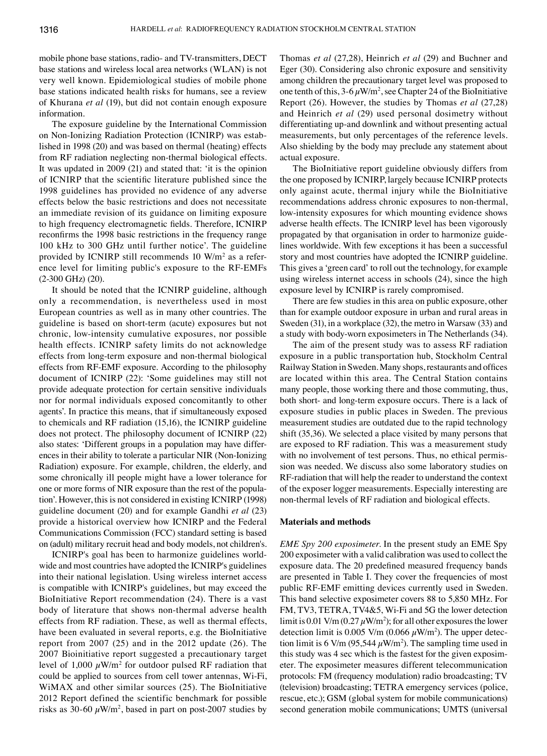mobile phone base stations, radio- and TV-transmitters, DECT base stations and wireless local area networks (WLAN) is not very well known. Epidemiological studies of mobile phone base stations indicated health risks for humans, see a review of Khurana *et al* (19), but did not contain enough exposure information.

The exposure guideline by the International Commission on Non-Ionizing Radiation Protection (ICNIRP) was established in 1998 (20) and was based on thermal (heating) effects from RF radiation neglecting non-thermal biological effects. It was updated in 2009 (21) and stated that: 'it is the opinion of ICNIRP that the scientific literature published since the 1998 guidelines has provided no evidence of any adverse effects below the basic restrictions and does not necessitate an immediate revision of its guidance on limiting exposure to high frequency electromagnetic fields. Therefore, ICNIRP reconfirms the 1998 basic restrictions in the frequency range 100 kHz to 300 GHz until further notice'. The guideline provided by ICNIRP still recommends 10 W/m$^2$ as a reference level for limiting public's exposure to the RF-EMFs (2-300 GHz) (20).

It should be noted that the ICNIRP guideline, although only a recommendation, is nevertheless used in most European countries as well as in many other countries. The guideline is based on short-term (acute) exposures but not chronic, low-intensity cumulative exposures, nor possible health effects. ICNIRP safety limits do not acknowledge effects from long-term exposure and non-thermal biological effects from RF-EMF exposure. According to the philosophy document of ICNIRP (22): 'Some guidelines may still not provide adequate protection for certain sensitive individuals nor for normal individuals exposed concomitantly to other agents'. In practice this means, that if simultaneously exposed to chemicals and RF radiation (15,16), the ICNIRP guideline does not protect. The philosophy document of ICNIRP (22) also states: 'Different groups in a population may have differences in their ability to tolerate a particular NIR (Non-Ionizing Radiation) exposure. For example, children, the elderly, and some chronically ill people might have a lower tolerance for one or more forms of NIR exposure than the rest of the population'. However, this is not considered in existing ICNIRP (1998) guideline document (20) and for example Gandhi *et al* (23) provide a historical overview how ICNIRP and the Federal Communications Commission (FCC) standard setting is based on (adult) military recruit head and body models, not children's.

ICNIRP's goal has been to harmonize guidelines worldwide and most countries have adopted the ICNIRP's guidelines into their national legislation. Using wireless internet access is compatible with ICNIRP's guidelines, but may exceed the BioInitiative Report recommendation (24). There is a vast body of literature that shows non-thermal adverse health effects from RF radiation. These, as well as thermal effects, have been evaluated in several reports, e.g. the BioInitiative report from 2007 (25) and in the 2012 update (26). The 2007 Bioinitiative report suggested a precautionary target level of 1,000 $\mu$W/m$^2$ for outdoor pulsed RF radiation that could be applied to sources from cell tower antennas, Wi-Fi, WiMAX and other similar sources (25). The BioInitiative 2012 Report defined the scientific benchmark for possible risks as 30-60 $\mu$W/m$^2$, based in part on post-2007 studies by Thomas *et al* (27,28), Heinrich *et al* (29) and Buchner and Eger (30). Considering also chronic exposure and sensitivity among children the precautionary target level was proposed to one tenth of this, 3-6 $\mu$W/m$^2$, see Chapter 24 of the BioInitiative Report (26). However, the studies by Thomas *et al* (27,28) and Heinrich *et al* (29) used personal dosimetry without differentiating up-and downlink and without presenting actual measurements, but only percentages of the reference levels. Also shielding by the body may preclude any statement about actual exposure.

The BioInitiative report guideline obviously differs from the one proposed by ICNIRP, largely because ICNIRP protects only against acute, thermal injury while the BioInitiative recommendations address chronic exposures to non-thermal, low-intensity exposures for which mounting evidence shows adverse health effects. The ICNIRP level has been vigorously propagated by that organisation in order to harmonize guidelines worldwide. With few exceptions it has been a successful story and most countries have adopted the ICNIRP guideline. This gives a 'green card' to roll out the technology, for example using wireless internet access in schools (24), since the high exposure level by ICNIRP is rarely compromised.

There are few studies in this area on public exposure, other than for example outdoor exposure in urban and rural areas in Sweden (31), in a workplace (32), the metro in Warsaw (33) and a study with body-worn exposimeters in The Netherlands (34).

The aim of the present study was to assess RF radiation exposure in a public transportation hub, Stockholm Central Railway Station in Sweden. Many shops, restaurants and offices are located within this area. The Central Station contains many people, those working there and those commuting, thus, both short- and long-term exposure occurs. There is a lack of exposure studies in public places in Sweden. The previous measurement studies are outdated due to the rapid technology shift (35,36). We selected a place visited by many persons that are exposed to RF radiation. This was a measurement study with no involvement of test persons. Thus, no ethical permission was needed. We discuss also some laboratory studies on RF-radiation that will help the reader to understand the context of the exposer logger measurements. Especially interesting are non-thermal levels of RF radiation and biological effects.

## Materials and methods

*EME Spy 200 exposimeter.* In the present study an EME Spy 200 exposimeter with a valid calibration was used to collect the exposure data. The 20 predefined measured frequency bands are presented in Table I. They cover the frequencies of most public RF-EMF emitting devices currently used in Sweden. This band selective exposimeter covers 88 to 5,850 MHz. For FM, TV3, TETRA, TV4&5, Wi-Fi and 5G the lower detection limit is 0.01 V/m (0.27 $\mu$W/m$^2$); for all other exposures the lower detection limit is 0.005 V/m (0.066 $\mu$W/m$^2$). The upper detection limit is 6 V/m (95,544 $\mu$W/m$^2$). The sampling time used in this study was 4 sec which is the fastest for the given exposimeter. The exposimeter measures different telecommunication protocols: FM (frequency modulation) radio broadcasting; TV (television) broadcasting; TETRA emergency services (police, rescue, etc.); GSM (global system for mobile communications) second generation mobile communications; UMTS (universal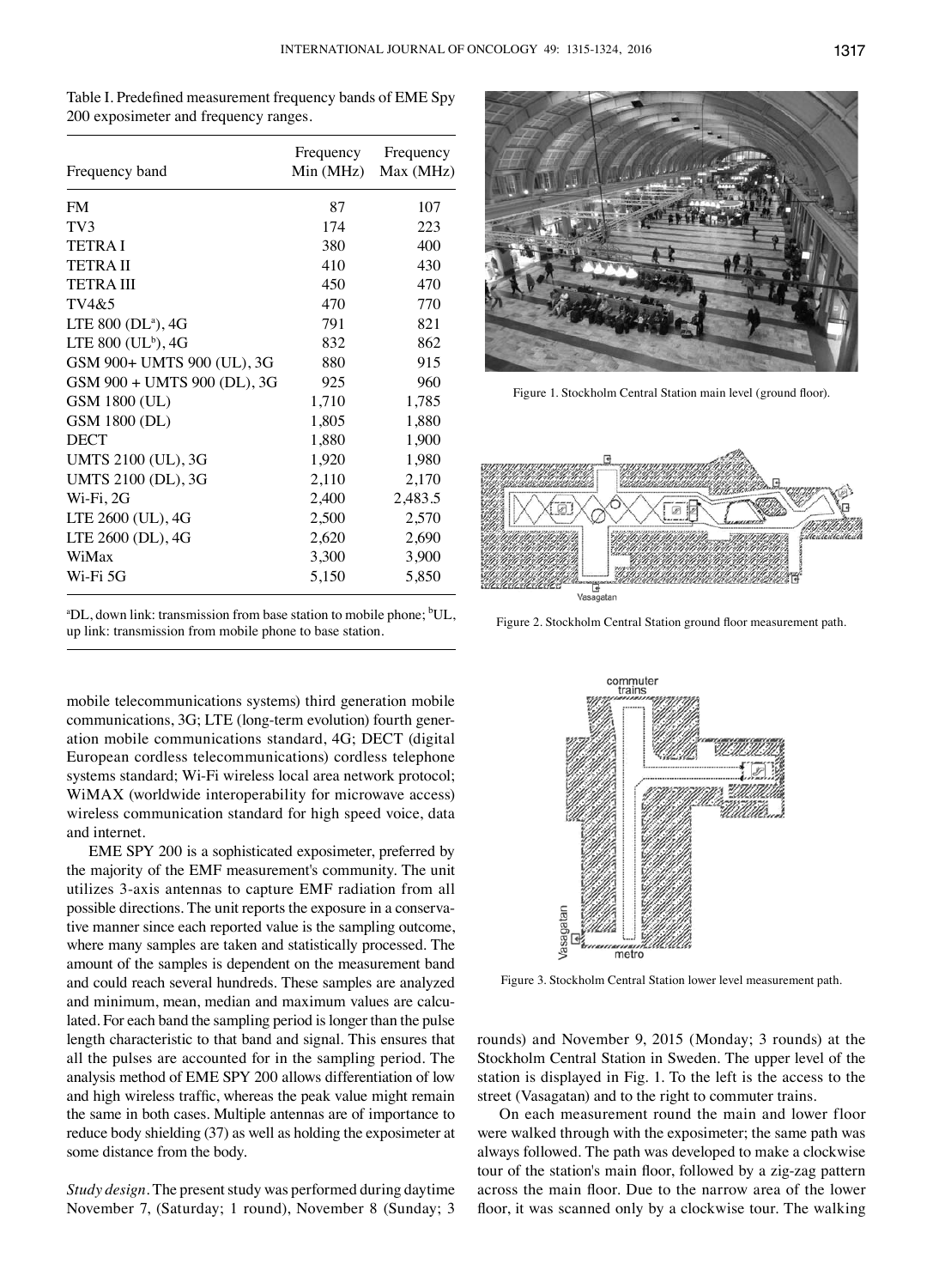Table I. Predefined measurement frequency bands of EME Spy 200 exposimeter and frequency ranges.

| Frequency band | Frequency Min (MHz) | Frequency Max (MHz) |
|---|---|---|
| FM | 87 | 107 |
| TV3 | 174 | 223 |
| TETRA I | 380 | 400 |
| TETRA II | 410 | 430 |
| TETRA III | 450 | 470 |
| TV4&5 | 470 | 770 |
| LTE 800 (DL[a]), 4G | 791 | 821 |
| LTE 800 (UL[b]), 4G | 832 | 862 |
| GSM 900+ UMTS 900 (UL), 3G | 880 | 915 |
| GSM 900 + UMTS 900 (DL), 3G | 925 | 960 |
| GSM 1800 (UL) | 1,710 | 1,785 |
| GSM 1800 (DL) | 1,805 | 1,880 |
| DECT | 1,880 | 1,900 |
| UMTS 2100 (UL), 3G | 1,920 | 1,980 |
| UMTS 2100 (DL), 3G | 2,110 | 2,170 |
| Wi-Fi, 2G | 2,400 | 2,483.5 |
| LTE 2600 (UL), 4G | 2,500 | 2,570 |
| LTE 2600 (DL), 4G | 2,620 | 2,690 |
| WiMax | 3,300 | 3,900 |
| Wi-Fi 5G | 5,150 | 5,850 |

[a]DL, down link: transmission from base station to mobile phone; [b]UL, up link: transmission from mobile phone to base station.

mobile telecommunications systems) third generation mobile communications, 3G; LTE (long-term evolution) fourth generation mobile communications standard, 4G; DECT (digital European cordless telecommunications) cordless telephone systems standard; Wi-Fi wireless local area network protocol; WiMAX (worldwide interoperability for microwave access) wireless communication standard for high speed voice, data and internet.

EME SPY 200 is a sophisticated exposimeter, preferred by the majority of the EMF measurement's community. The unit utilizes 3-axis antennas to capture EMF radiation from all possible directions. The unit reports the exposure in a conservative manner since each reported value is the sampling outcome, where many samples are taken and statistically processed. The amount of the samples is dependent on the measurement band and could reach several hundreds. These samples are analyzed and minimum, mean, median and maximum values are calculated. For each band the sampling period is longer than the pulse length characteristic to that band and signal. This ensures that all the pulses are accounted for in the sampling period. The analysis method of EME SPY 200 allows differentiation of low and high wireless traffic, whereas the peak value might remain the same in both cases. Multiple antennas are of importance to reduce body shielding (37) as well as holding the exposimeter at some distance from the body.

*Study design.* The present study was performed during daytime November 7, (Saturday; 1 round), November 8 (Sunday; 3 rounds) and November 9, 2015 (Monday; 3 rounds) at the Stockholm Central Station in Sweden. The upper level of the station is displayed in Fig. 1. To the left is the access to the street (Vasagatan) and to the right to commuter trains.

Figure 1. Stockholm Central Station main level (ground floor).

Figure 2. Stockholm Central Station ground floor measurement path.

Figure 3. Stockholm Central Station lower level measurement path.

On each measurement round the main and lower floor were walked through with the exposimeter; the same path was always followed. The path was developed to make a clockwise tour of the station's main floor, followed by a zig-zag pattern across the main floor. Due to the narrow area of the lower floor, it was scanned only by a clockwise tour. The walking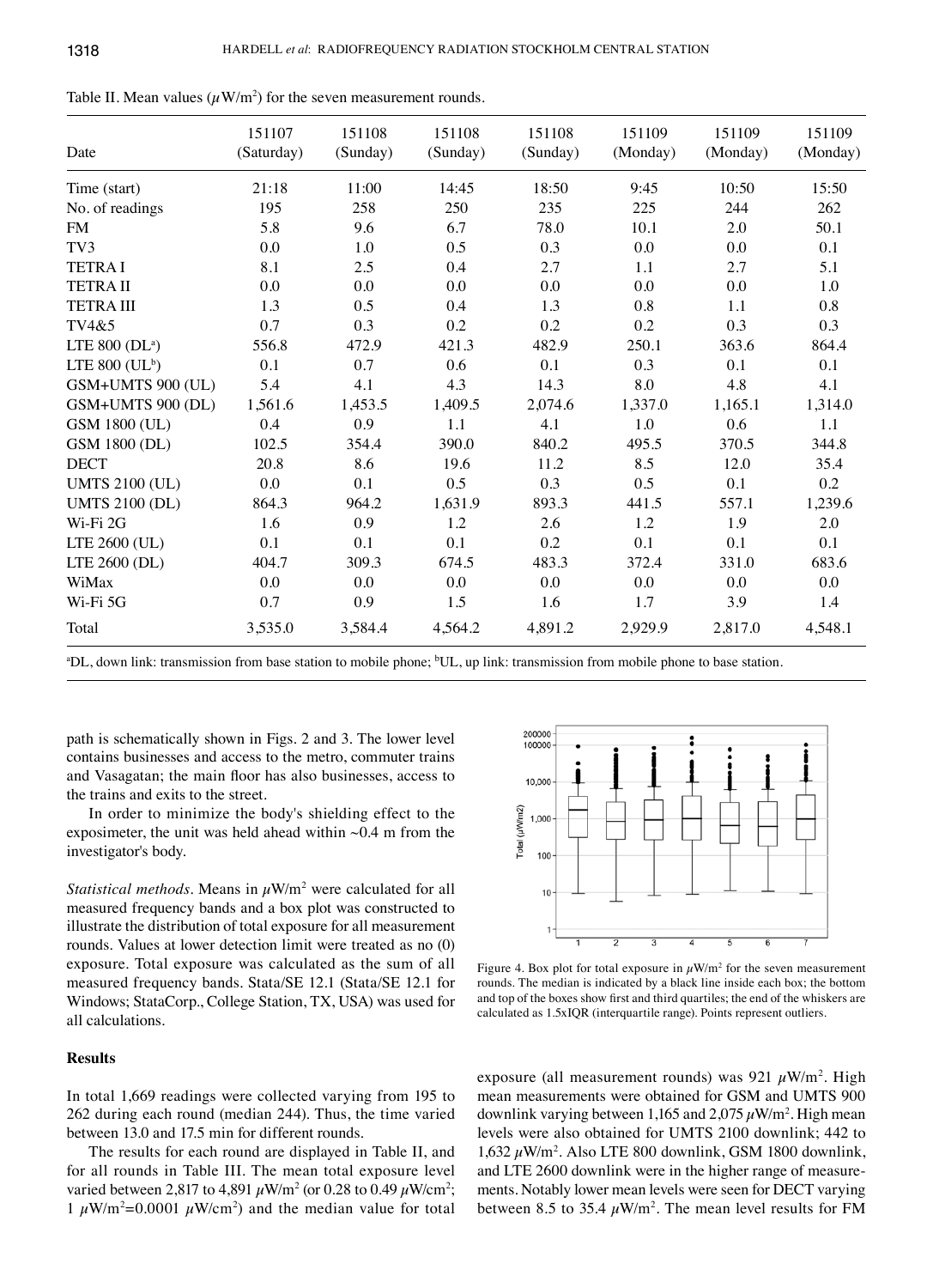Table II. Mean values ($\mu$W/m$^2$) for the seven measurement rounds.

| Date | 151107 (Saturday) | 151108 (Sunday) | 151108 (Sunday) | 151108 (Sunday) | 151109 (Monday) | 151109 (Monday) | 151109 (Monday) |
|---|---|---|---|---|---|---|---|
| Time (start) | 21:18 | 11:00 | 14:45 | 18:50 | 9:45 | 10:50 | 15:50 |
| No. of readings | 195 | 258 | 250 | 235 | 225 | 244 | 262 |
| FM | 5.8 | 9.6 | 6.7 | 78.0 | 10.1 | 2.0 | 50.1 |
| TV3 | 0.0 | 1.0 | 0.5 | 0.3 | 0.0 | 0.0 | 0.1 |
| TETRA I | 8.1 | 2.5 | 0.4 | 2.7 | 1.1 | 2.7 | 5.1 |
| TETRA II | 0.0 | 0.0 | 0.0 | 0.0 | 0.0 | 0.0 | 1.0 |
| TETRA III | 1.3 | 0.5 | 0.4 | 1.3 | 0.8 | 1.1 | 0.8 |
| TV4&5 | 0.7 | 0.3 | 0.2 | 0.2 | 0.2 | 0.3 | 0.3 |
| LTE 800 (DL[a]) | 556.8 | 472.9 | 421.3 | 482.9 | 250.1 | 363.6 | 864.4 |
| LTE 800 (UL[b]) | 0.1 | 0.7 | 0.6 | 0.1 | 0.3 | 0.1 | 0.1 |
| GSM+UMTS 900 (UL) | 5.4 | 4.1 | 4.3 | 14.3 | 8.0 | 4.8 | 4.1 |
| GSM+UMTS 900 (DL) | 1,561.6 | 1,453.5 | 1,409.5 | 2,074.6 | 1,337.0 | 1,165.1 | 1,314.0 |
| GSM 1800 (UL) | 0.4 | 0.9 | 1.1 | 4.1 | 1.0 | 0.6 | 1.1 |
| GSM 1800 (DL) | 102.5 | 354.4 | 390.0 | 840.2 | 495.5 | 370.5 | 344.8 |
| DECT | 20.8 | 8.6 | 19.6 | 11.2 | 8.5 | 12.0 | 35.4 |
| UMTS 2100 (UL) | 0.0 | 0.1 | 0.5 | 0.3 | 0.5 | 0.1 | 0.2 |
| UMTS 2100 (DL) | 864.3 | 964.2 | 1,631.9 | 893.3 | 441.5 | 557.1 | 1,239.6 |
| Wi-Fi 2G | 1.6 | 0.9 | 1.2 | 2.6 | 1.2 | 1.9 | 2.0 |
| LTE 2600 (UL) | 0.1 | 0.1 | 0.1 | 0.2 | 0.1 | 0.1 | 0.1 |
| LTE 2600 (DL) | 404.7 | 309.3 | 674.5 | 483.3 | 372.4 | 331.0 | 683.6 |
| WiMax | 0.0 | 0.0 | 0.0 | 0.0 | 0.0 | 0.0 | 0.0 |
| Wi-Fi 5G | 0.7 | 0.9 | 1.5 | 1.6 | 1.7 | 3.9 | 1.4 |
| Total | 3,535.0 | 3,584.4 | 4,564.2 | 4,891.2 | 2,929.9 | 2,817.0 | 4,548.1 |

[a]DL, down link: transmission from base station to mobile phone; [b]UL, up link: transmission from mobile phone to base station.

path is schematically shown in Figs. 2 and 3. The lower level contains businesses and access to the metro, commuter trains and Vasagatan; the main floor has also businesses, access to the trains and exits to the street.

In order to minimize the body's shielding effect to the exposimeter, the unit was held ahead within ~0.4 m from the investigator's body.

*Statistical methods.* Means in $\mu$W/m$^2$ were calculated for all measured frequency bands and a box plot was constructed to illustrate the distribution of total exposure for all measurement rounds. Values at lower detection limit were treated as no (0) exposure. Total exposure was calculated as the sum of all measured frequency bands. Stata/SE 12.1 (Stata/SE 12.1 for Windows; StataCorp., College Station, TX, USA) was used for all calculations.

Figure 4. Box plot for total exposure in $\mu$W/m$^2$ for the seven measurement rounds. The median is indicated by a black line inside each box; the bottom and top of the boxes show first and third quartiles; the end of the whiskers are calculated as 1.5xIQR (interquartile range). Points represent outliers.

## Results

In total 1,669 readings were collected varying from 195 to 262 during each round (median 244). Thus, the time varied between 13.0 and 17.5 min for different rounds.

The results for each round are displayed in Table II, and for all rounds in Table III. The mean total exposure level varied between 2,817 to 4,891 $\mu$W/m$^2$ (or 0.28 to 0.49 $\mu$W/cm$^2$; 1 $\mu$W/m$^2$=0.0001 $\mu$W/cm$^2$) and the median value for total exposure (all measurement rounds) was 921 $\mu$W/m$^2$. High mean measurements were obtained for GSM and UMTS 900 downlink varying between 1,165 and 2,075 $\mu$W/m$^2$. High mean levels were also obtained for UMTS 2100 downlink; 442 to 1,632 $\mu$W/m$^2$. Also LTE 800 downlink, GSM 1800 downlink, and LTE 2600 downlink were in the higher range of measurements. Notably lower mean levels were seen for DECT varying between 8.5 to 35.4 $\mu$W/m$^2$. The mean level results for FM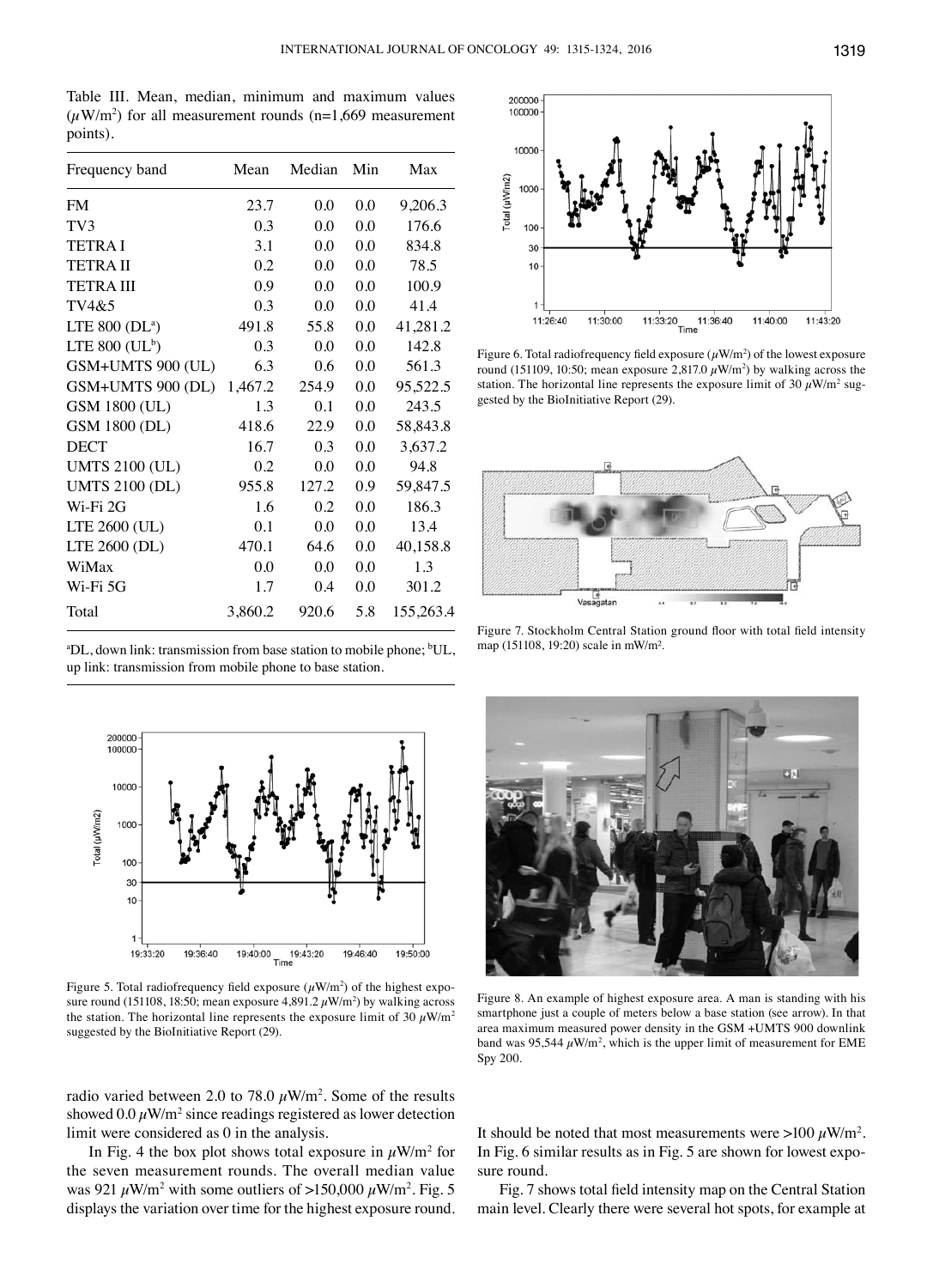Table III. Mean, median, minimum and maximum values ($\mu$W/m$^2$) for all measurement rounds (n=1,669 measurement points).

| Frequency band | Mean | Median | Min | Max |
|---|---|---|---|---|
| FM | 23.7 | 0.0 | 0.0 | 9,206.3 |
| TV3 | 0.3 | 0.0 | 0.0 | 176.6 |
| TETRA I | 3.1 | 0.0 | 0.0 | 834.8 |
| TETRA II | 0.2 | 0.0 | 0.0 | 78.5 |
| TETRA III | 0.9 | 0.0 | 0.0 | 100.9 |
| TV4&5 | 0.3 | 0.0 | 0.0 | 41.4 |
| LTE 800 (DL[a]) | 491.8 | 55.8 | 0.0 | 41,281.2 |
| LTE 800 (UL[b]) | 0.3 | 0.0 | 0.0 | 142.8 |
| GSM+UMTS 900 (UL) | 6.3 | 0.6 | 0.0 | 561.3 |
| GSM+UMTS 900 (DL) | 1,467.2 | 254.9 | 0.0 | 95,522.5 |
| GSM 1800 (UL) | 1.3 | 0.1 | 0.0 | 243.5 |
| GSM 1800 (DL) | 418.6 | 22.9 | 0.0 | 58,843.8 |
| DECT | 16.7 | 0.3 | 0.0 | 3,637.2 |
| UMTS 2100 (UL) | 0.2 | 0.0 | 0.0 | 94.8 |
| UMTS 2100 (DL) | 955.8 | 127.2 | 0.9 | 59,847.5 |
| Wi-Fi 2G | 1.6 | 0.2 | 0.0 | 186.3 |
| LTE 2600 (UL) | 0.1 | 0.0 | 0.0 | 13.4 |
| LTE 2600 (DL) | 470.1 | 64.6 | 0.0 | 40,158.8 |
| WiMax | 0.0 | 0.0 | 0.0 | 1.3 |
| Wi-Fi 5G | 1.7 | 0.4 | 0.0 | 301.2 |
| Total | 3,860.2 | 920.6 | 5.8 | 155,263.4 |

[a]DL, down link: transmission from base station to mobile phone; [b]UL, up link: transmission from mobile phone to base station.

Figure 5. Total radiofrequency field exposure ($\mu$W/m$^2$) of the highest exposure round (151108, 18:50; mean exposure 4,891.2 $\mu$W/m$^2$) by walking across the station. The horizontal line represents the exposure limit of 30 $\mu$W/m$^2$ suggested by the BioInitiative Report (29).

radio varied between 2.0 to 78.0 $\mu$W/m$^2$. Some of the results showed 0.0 $\mu$W/m$^2$ since readings registered as lower detection limit were considered as 0 in the analysis.

In Fig. 4 the box plot shows total exposure in $\mu$W/m$^2$ for the seven measurement rounds. The overall median value was 921 $\mu$W/m$^2$ with some outliers of >150,000 $\mu$W/m$^2$. Fig. 5 displays the variation over time for the highest exposure round.

Figure 6. Total radiofrequency field exposure ($\mu$W/m$^2$) of the lowest exposure round (151109, 10:50; mean exposure 2,817.0 $\mu$W/m$^2$) by walking across the station. The horizontal line represents the exposure limit of 30 $\mu$W/m$^2$ suggested by the BioInitiative Report (29).

Figure 7. Stockholm Central Station ground floor with total field intensity map (151108, 19:20) scale in mW/m$^2$.

Figure 8. An example of highest exposure area. A man is standing with his smartphone just a couple of meters below a base station (see arrow). In that area maximum measured power density in the GSM +UMTS 900 downlink band was 95,544 $\mu$W/m$^2$, which is the upper limit of measurement for EME Spy 200.

It should be noted that most measurements were >100 $\mu$W/m$^2$. In Fig. 6 similar results as in Fig. 5 are shown for lowest exposure round.

Fig. 7 shows total field intensity map on the Central Station main level. Clearly there were several hot spots, for example at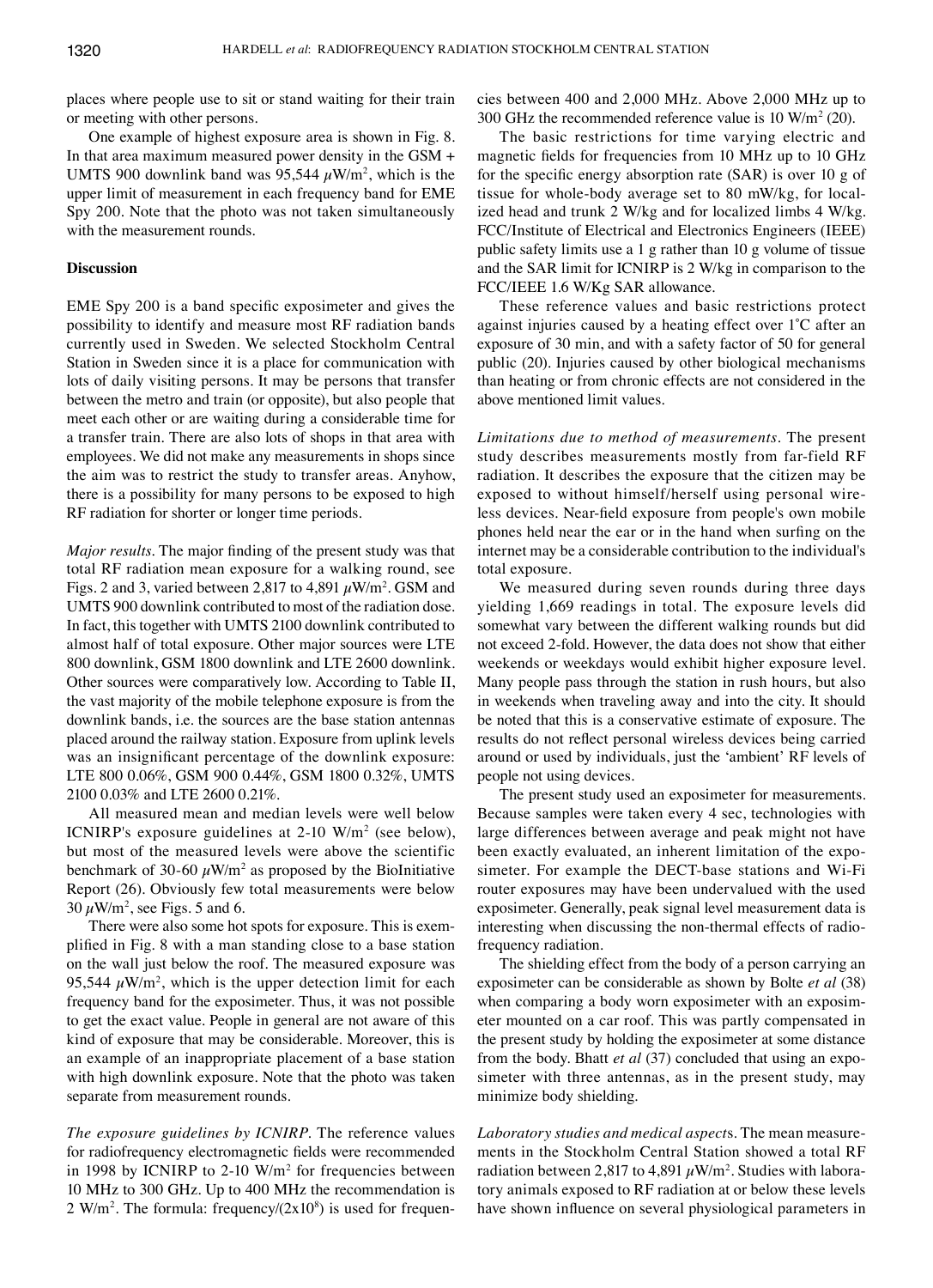places where people use to sit or stand waiting for their train or meeting with other persons.

One example of highest exposure area is shown in Fig. 8. In that area maximum measured power density in the GSM + UMTS 900 downlink band was 95,544 $\mu$W/m$^2$, which is the upper limit of measurement in each frequency band for EME Spy 200. Note that the photo was not taken simultaneously with the measurement rounds.

## Discussion

EME Spy 200 is a band specific exposimeter and gives the possibility to identify and measure most RF radiation bands currently used in Sweden. We selected Stockholm Central Station in Sweden since it is a place for communication with lots of daily visiting persons. It may be persons that transfer between the metro and train (or opposite), but also people that meet each other or are waiting during a considerable time for a transfer train. There are also lots of shops in that area with employees. We did not make any measurements in shops since the aim was to restrict the study to transfer areas. Anyhow, there is a possibility for many persons to be exposed to high RF radiation for shorter or longer time periods.

*Major results.* The major finding of the present study was that total RF radiation mean exposure for a walking round, see Figs. 2 and 3, varied between 2,817 to 4,891 $\mu$W/m$^2$. GSM and UMTS 900 downlink contributed to most of the radiation dose. In fact, this together with UMTS 2100 downlink contributed to almost half of total exposure. Other major sources were LTE 800 downlink, GSM 1800 downlink and LTE 2600 downlink. Other sources were comparatively low. According to Table II, the vast majority of the mobile telephone exposure is from the downlink bands, i.e. the sources are the base station antennas placed around the railway station. Exposure from uplink levels was an insignificant percentage of the downlink exposure: LTE 800 0.06%, GSM 900 0.44%, GSM 1800 0.32%, UMTS 2100 0.03% and LTE 2600 0.21%.

All measured mean and median levels were well below ICNIRP's exposure guidelines at 2-10 W/m$^2$ (see below), but most of the measured levels were above the scientific benchmark of 30-60 $\mu$W/m$^2$ as proposed by the BioInitiative Report (26). Obviously few total measurements were below 30 $\mu$W/m$^2$, see Figs. 5 and 6.

There were also some hot spots for exposure. This is exemplified in Fig. 8 with a man standing close to a base station on the wall just below the roof. The measured exposure was 95,544 $\mu$W/m$^2$, which is the upper detection limit for each frequency band for the exposimeter. Thus, it was not possible to get the exact value. People in general are not aware of this kind of exposure that may be considerable. Moreover, this is an example of an inappropriate placement of a base station with high downlink exposure. Note that the photo was taken separate from measurement rounds.

*The exposure guidelines by ICNIRP.* The reference values for radiofrequency electromagnetic fields were recommended in 1998 by ICNIRP to 2-10 W/m$^2$ for frequencies between 10 MHz to 300 GHz. Up to 400 MHz the recommendation is 2 W/m$^2$. The formula: frequency/($2\text{x}10^8$) is used for frequencies between 400 and 2,000 MHz. Above 2,000 MHz up to 300 GHz the recommended reference value is 10 W/m$^2$ (20).

The basic restrictions for time varying electric and magnetic fields for frequencies from 10 MHz up to 10 GHz for the specific energy absorption rate (SAR) is over 10 g of tissue for whole-body average set to 80 mW/kg, for localized head and trunk 2 W/kg and for localized limbs 4 W/kg. FCC/Institute of Electrical and Electronics Engineers (IEEE) public safety limits use a 1 g rather than 10 g volume of tissue and the SAR limit for ICNIRP is 2 W/kg in comparison to the FCC/IEEE 1.6 W/Kg SAR allowance.

These reference values and basic restrictions protect against injuries caused by a heating effect over 1˚C after an exposure of 30 min, and with a safety factor of 50 for general public (20). Injuries caused by other biological mechanisms than heating or from chronic effects are not considered in the above mentioned limit values.

*Limitations due to method of measurements.* The present study describes measurements mostly from far-field RF radiation. It describes the exposure that the citizen may be exposed to without himself/herself using personal wireless devices. Near-field exposure from people's own mobile phones held near the ear or in the hand when surfing on the internet may be a considerable contribution to the individual's total exposure.

We measured during seven rounds during three days yielding 1,669 readings in total. The exposure levels did somewhat vary between the different walking rounds but did not exceed 2-fold. However, the data does not show that either weekends or weekdays would exhibit higher exposure level. Many people pass through the station in rush hours, but also in weekends when traveling away and into the city. It should be noted that this is a conservative estimate of exposure. The results do not reflect personal wireless devices being carried around or used by individuals, just the 'ambient' RF levels of people not using devices.

The present study used an exposimeter for measurements. Because samples were taken every 4 sec, technologies with large differences between average and peak might not have been exactly evaluated, an inherent limitation of the exposimeter. For example the DECT-base stations and Wi-Fi router exposures may have been undervalued with the used exposimeter. Generally, peak signal level measurement data is interesting when discussing the non-thermal effects of radiofrequency radiation.

The shielding effect from the body of a person carrying an exposimeter can be considerable as shown by Bolte *et al* (38) when comparing a body worn exposimeter with an exposimeter mounted on a car roof. This was partly compensated in the present study by holding the exposimeter at some distance from the body. Bhatt *et al* (37) concluded that using an exposimeter with three antennas, as in the present study, may minimize body shielding.

*Laboratory studies and medical aspects.* The mean measurements in the Stockholm Central Station showed a total RF radiation between 2,817 to 4,891 $\mu$W/m$^2$. Studies with laboratory animals exposed to RF radiation at or below these levels have shown influence on several physiological parameters in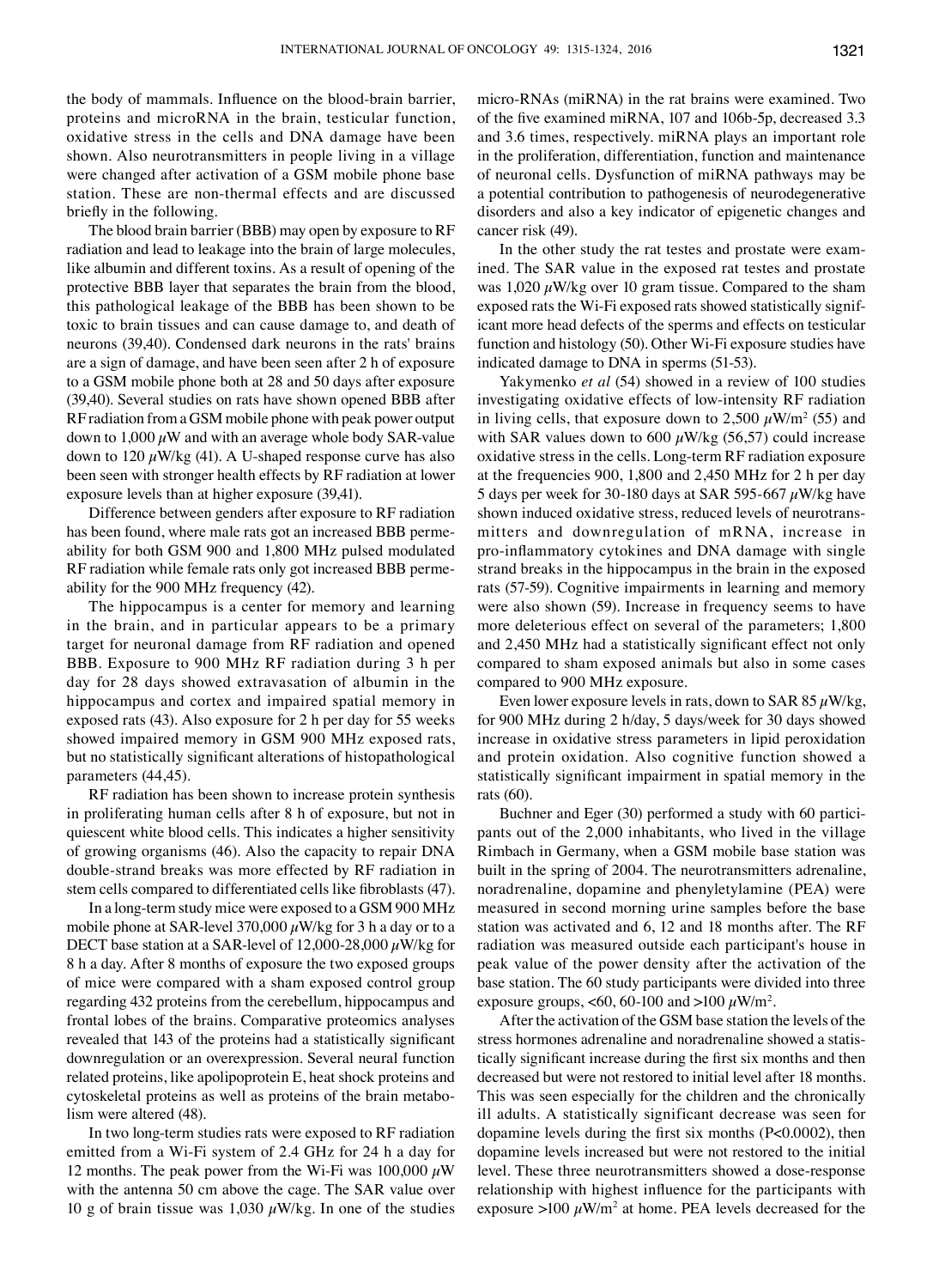the body of mammals. Influence on the blood-brain barrier, proteins and microRNA in the brain, testicular function, oxidative stress in the cells and DNA damage have been shown. Also neurotransmitters in people living in a village were changed after activation of a GSM mobile phone base station. These are non-thermal effects and are discussed briefly in the following.

The blood brain barrier (BBB) may open by exposure to RF radiation and lead to leakage into the brain of large molecules, like albumin and different toxins. As a result of opening of the protective BBB layer that separates the brain from the blood, this pathological leakage of the BBB has been shown to be toxic to brain tissues and can cause damage to, and death of neurons (39,40). Condensed dark neurons in the rats' brains are a sign of damage, and have been seen after 2 h of exposure to a GSM mobile phone both at 28 and 50 days after exposure (39,40). Several studies on rats have shown opened BBB after RF radiation from a GSM mobile phone with peak power output down to 1,000 $\mu$W and with an average whole body SAR-value down to 120 $\mu$W/kg (41). A U-shaped response curve has also been seen with stronger health effects by RF radiation at lower exposure levels than at higher exposure (39,41).

Difference between genders after exposure to RF radiation has been found, where male rats got an increased BBB permeability for both GSM 900 and 1,800 MHz pulsed modulated RF radiation while female rats only got increased BBB permeability for the 900 MHz frequency (42).

The hippocampus is a center for memory and learning in the brain, and in particular appears to be a primary target for neuronal damage from RF radiation and opened BBB. Exposure to 900 MHz RF radiation during 3 h per day for 28 days showed extravasation of albumin in the hippocampus and cortex and impaired spatial memory in exposed rats (43). Also exposure for 2 h per day for 55 weeks showed impaired memory in GSM 900 MHz exposed rats, but no statistically significant alterations of histopathological parameters (44,45).

RF radiation has been shown to increase protein synthesis in proliferating human cells after 8 h of exposure, but not in quiescent white blood cells. This indicates a higher sensitivity of growing organisms (46). Also the capacity to repair DNA double-strand breaks was more effected by RF radiation in stem cells compared to differentiated cells like fibroblasts (47).

In a long-term study mice were exposed to a GSM 900 MHz mobile phone at SAR-level 370,000 $\mu$W/kg for 3 h a day or to a DECT base station at a SAR-level of 12,000-28,000 $\mu$W/kg for 8 h a day. After 8 months of exposure the two exposed groups of mice were compared with a sham exposed control group regarding 432 proteins from the cerebellum, hippocampus and frontal lobes of the brains. Comparative proteomics analyses revealed that 143 of the proteins had a statistically significant downregulation or an overexpression. Several neural function related proteins, like apolipoprotein E, heat shock proteins and cytoskeletal proteins as well as proteins of the brain metabolism were altered (48).

In two long-term studies rats were exposed to RF radiation emitted from a Wi-Fi system of 2.4 GHz for 24 h a day for 12 months. The peak power from the Wi-Fi was 100,000 $\mu$W with the antenna 50 cm above the cage. The SAR value over 10 g of brain tissue was 1,030 $\mu$W/kg. In one of the studies micro-RNAs (miRNA) in the rat brains were examined. Two of the five examined miRNA, 107 and 106b-5p, decreased 3.3 and 3.6 times, respectively. miRNA plays an important role in the proliferation, differentiation, function and maintenance of neuronal cells. Dysfunction of miRNA pathways may be a potential contribution to pathogenesis of neurodegenerative disorders and also a key indicator of epigenetic changes and cancer risk (49).

In the other study the rat testes and prostate were examined. The SAR value in the exposed rat testes and prostate was 1,020 $\mu$W/kg over 10 gram tissue. Compared to the sham exposed rats the Wi-Fi exposed rats showed statistically significant more head defects of the sperms and effects on testicular function and histology (50). Other Wi-Fi exposure studies have indicated damage to DNA in sperms (51-53).

Yakymenko *et al* (54) showed in a review of 100 studies investigating oxidative effects of low-intensity RF radiation in living cells, that exposure down to 2,500 $\mu$W/m$^2$ (55) and with SAR values down to 600 $\mu$W/kg (56,57) could increase oxidative stress in the cells. Long-term RF radiation exposure at the frequencies 900, 1,800 and 2,450 MHz for 2 h per day 5 days per week for 30-180 days at SAR 595-667 $\mu$W/kg have shown induced oxidative stress, reduced levels of neurotransmitters and downregulation of mRNA, increase in pro-inflammatory cytokines and DNA damage with single strand breaks in the hippocampus in the brain in the exposed rats (57-59). Cognitive impairments in learning and memory were also shown (59). Increase in frequency seems to have more deleterious effect on several of the parameters; 1,800 and 2,450 MHz had a statistically significant effect not only compared to sham exposed animals but also in some cases compared to 900 MHz exposure.

Even lower exposure levels in rats, down to SAR 85 $\mu$W/kg, for 900 MHz during 2 h/day, 5 days/week for 30 days showed increase in oxidative stress parameters in lipid peroxidation and protein oxidation. Also cognitive function showed a statistically significant impairment in spatial memory in the rats (60).

Buchner and Eger (30) performed a study with 60 participants out of the 2,000 inhabitants, who lived in the village Rimbach in Germany, when a GSM mobile base station was built in the spring of 2004. The neurotransmitters adrenaline, noradrenaline, dopamine and phenyletylamine (PEA) were measured in second morning urine samples before the base station was activated and 6, 12 and 18 months after. The RF radiation was measured outside each participant's house in peak value of the power density after the activation of the base station. The 60 study participants were divided into three exposure groups, <60, 60-100 and >100 $\mu$W/m$^2$.

After the activation of the GSM base station the levels of the stress hormones adrenaline and noradrenaline showed a statistically significant increase during the first six months and then decreased but were not restored to initial level after 18 months. This was seen especially for the children and the chronically ill adults. A statistically significant decrease was seen for dopamine levels during the first six months ($P<0.0002$), then dopamine levels increased but were not restored to the initial level. These three neurotransmitters showed a dose-response relationship with highest influence for the participants with exposure >100 $\mu$W/m$^2$ at home. PEA levels decreased for the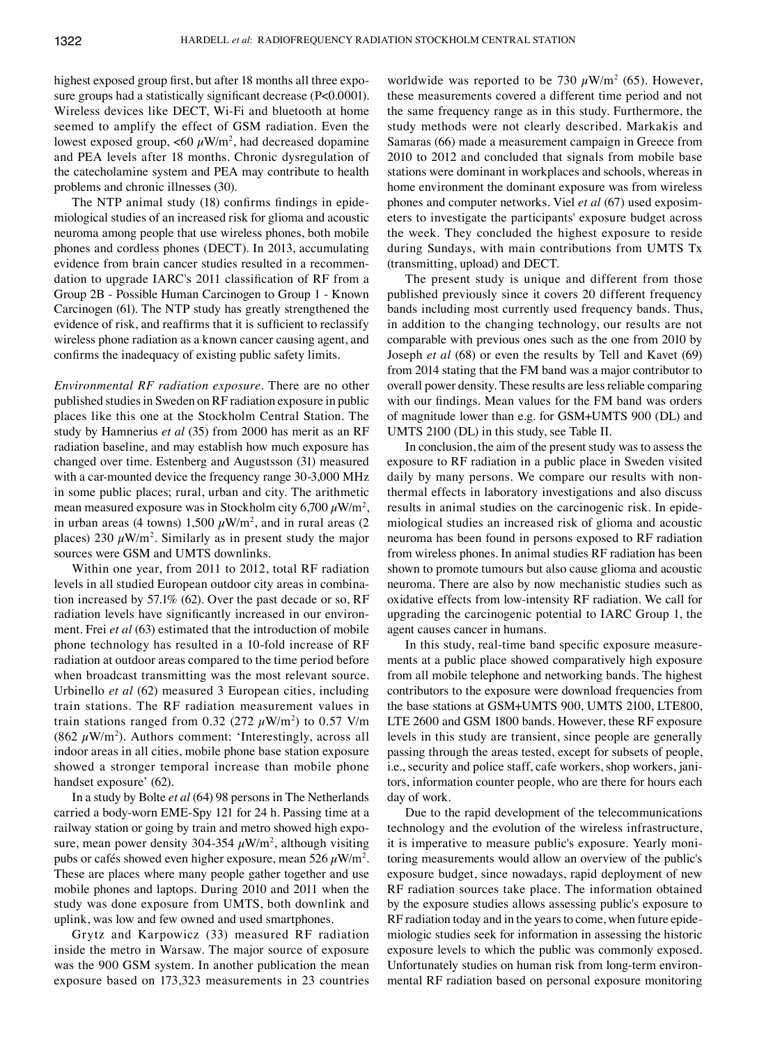highest exposed group first, but after 18 months all three exposure groups had a statistically significant decrease (P<0.0001). Wireless devices like DECT, Wi-Fi and bluetooth at home seemed to amplify the effect of GSM radiation. Even the lowest exposed group, <60 $\mu$W/m$^2$, had decreased dopamine and PEA levels after 18 months. Chronic dysregulation of the catecholamine system and PEA may contribute to health problems and chronic illnesses (30).

The NTP animal study (18) confirms findings in epidemiological studies of an increased risk for glioma and acoustic neuroma among people that use wireless phones, both mobile phones and cordless phones (DECT). In 2013, accumulating evidence from brain cancer studies resulted in a recommendation to upgrade IARC's 2011 classification of RF from a Group 2B - Possible Human Carcinogen to Group 1 - Known Carcinogen (61). The NTP study has greatly strengthened the evidence of risk, and reaffirms that it is sufficient to reclassify wireless phone radiation as a known cancer causing agent, and confirms the inadequacy of existing public safety limits.

*Environmental RF radiation exposure.* There are no other published studies in Sweden on RF radiation exposure in public places like this one at the Stockholm Central Station. The study by Hamnerius *et al* (35) from 2000 has merit as an RF radiation baseline, and may establish how much exposure has changed over time. Estenberg and Augustsson (31) measured with a car-mounted device the frequency range 30-3,000 MHz in some public places; rural, urban and city. The arithmetic mean measured exposure was in Stockholm city 6,700 $\mu$W/m$^2$, in urban areas (4 towns) 1,500 $\mu$W/m$^2$, and in rural areas (2 places) 230 $\mu$W/m$^2$. Similarly as in present study the major sources were GSM and UMTS downlinks.

Within one year, from 2011 to 2012, total RF radiation levels in all studied European outdoor city areas in combination increased by 57.1% (62). Over the past decade or so, RF radiation levels have significantly increased in our environment. Frei *et al* (63) estimated that the introduction of mobile phone technology has resulted in a 10-fold increase of RF radiation at outdoor areas compared to the time period before when broadcast transmitting was the most relevant source. Urbinello *et al* (62) measured 3 European cities, including train stations. The RF radiation measurement values in train stations ranged from 0.32 (272 $\mu$W/m$^2$) to 0.57 V/m (862 $\mu$W/m$^2$). Authors comment: 'Interestingly, across all indoor areas in all cities, mobile phone base station exposure showed a stronger temporal increase than mobile phone handset exposure' (62).

In a study by Bolte *et al* (64) 98 persons in The Netherlands carried a body-worn EME-Spy 121 for 24 h. Passing time at a railway station or going by train and metro showed high exposure, mean power density 304-354 $\mu$W/m$^2$, although visiting pubs or cafés showed even higher exposure, mean 526 $\mu$W/m$^2$. These are places where many people gather together and use mobile phones and laptops. During 2010 and 2011 when the study was done exposure from UMTS, both downlink and uplink, was low and few owned and used smartphones.

Grytz and Karpowicz (33) measured RF radiation inside the metro in Warsaw. The major source of exposure was the 900 GSM system. In another publication the mean exposure based on 173,323 measurements in 23 countries worldwide was reported to be 730 $\mu$W/m$^2$ (65). However, these measurements covered a different time period and not the same frequency range as in this study. Furthermore, the study methods were not clearly described. Markakis and Samaras (66) made a measurement campaign in Greece from 2010 to 2012 and concluded that signals from mobile base stations were dominant in workplaces and schools, whereas in home environment the dominant exposure was from wireless phones and computer networks. Viel *et al* (67) used exposimeters to investigate the participants' exposure budget across the week. They concluded the highest exposure to reside during Sundays, with main contributions from UMTS Tx (transmitting, upload) and DECT.

The present study is unique and different from those published previously since it covers 20 different frequency bands including most currently used frequency bands. Thus, in addition to the changing technology, our results are not comparable with previous ones such as the one from 2010 by Joseph *et al* (68) or even the results by Tell and Kavet (69) from 2014 stating that the FM band was a major contributor to overall power density. These results are less reliable comparing with our findings. Mean values for the FM band was orders of magnitude lower than e.g. for GSM+UMTS 900 (DL) and UMTS 2100 (DL) in this study, see Table II.

In conclusion, the aim of the present study was to assess the exposure to RF radiation in a public place in Sweden visited daily by many persons. We compare our results with non-thermal effects in laboratory investigations and also discuss results in animal studies on the carcinogenic risk. In epidemiological studies an increased risk of glioma and acoustic neuroma has been found in persons exposed to RF radiation from wireless phones. In animal studies RF radiation has been shown to promote tumours but also cause glioma and acoustic neuroma. There are also by now mechanistic studies such as oxidative effects from low-intensity RF radiation. We call for upgrading the carcinogenic potential to IARC Group 1, the agent causes cancer in humans.

In this study, real-time band specific exposure measurements at a public place showed comparatively high exposure from all mobile telephone and networking bands. The highest contributors to the exposure were download frequencies from the base stations at GSM+UMTS 900, UMTS 2100, LTE800, LTE 2600 and GSM 1800 bands. However, these RF exposure levels in this study are transient, since people are generally passing through the areas tested, except for subsets of people, i.e., security and police staff, cafe workers, shop workers, janitors, information counter people, who are there for hours each day of work.

Due to the rapid development of the telecommunications technology and the evolution of the wireless infrastructure, it is imperative to measure public's exposure. Yearly monitoring measurements would allow an overview of the public's exposure budget, since nowadays, rapid deployment of new RF radiation sources take place. The information obtained by the exposure studies allows assessing public's exposure to RF radiation today and in the years to come, when future epidemiologic studies seek for information in assessing the historic exposure levels to which the public was commonly exposed. Unfortunately studies on human risk from long-term environmental RF radiation based on personal exposure monitoring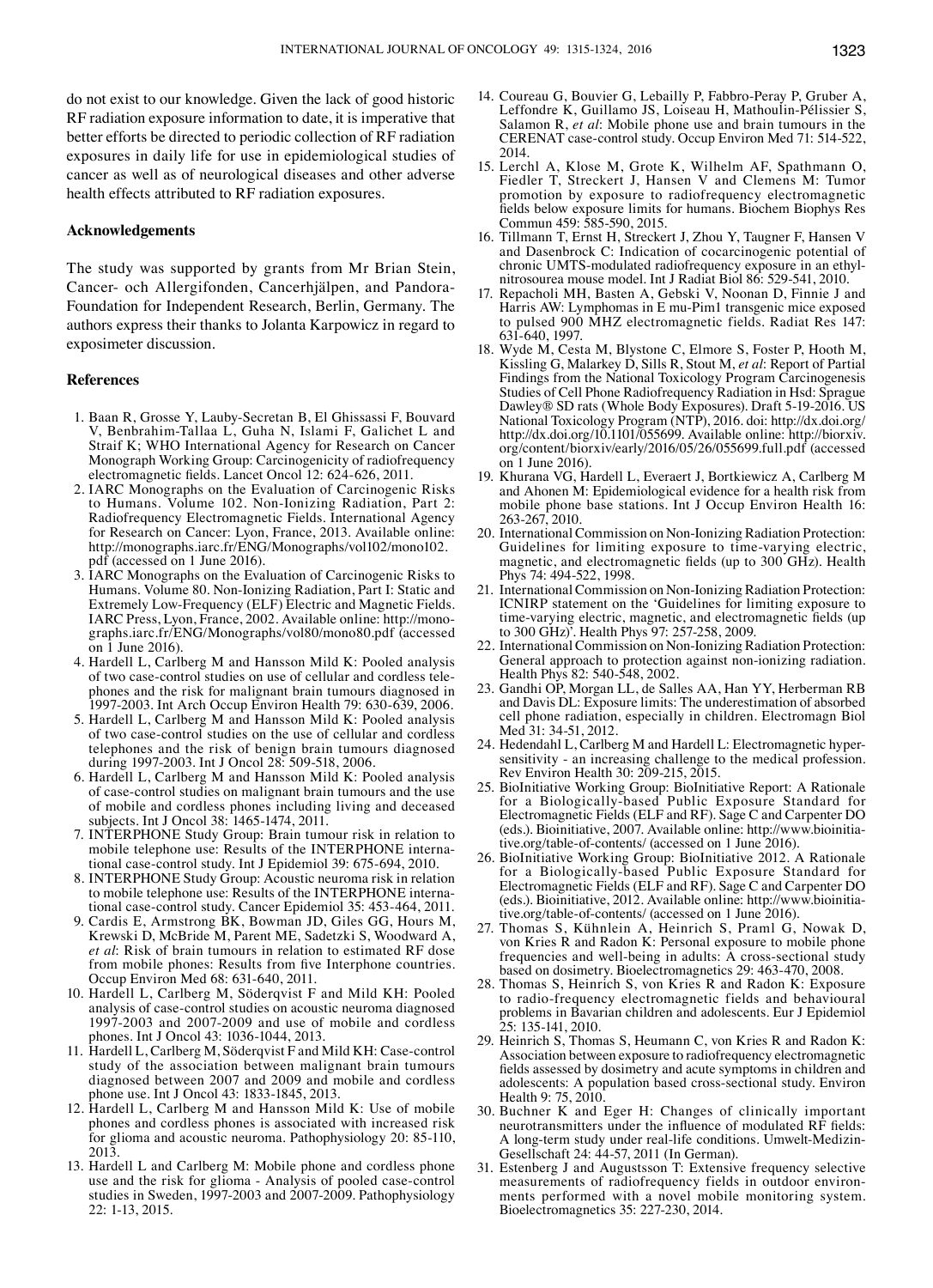do not exist to our knowledge. Given the lack of good historic RF radiation exposure information to date, it is imperative that better efforts be directed to periodic collection of RF radiation exposures in daily life for use in epidemiological studies of cancer as well as of neurological diseases and other adverse health effects attributed to RF radiation exposures.

## Acknowledgements

The study was supported by grants from Mr Brian Stein, Cancer- och Allergifonden, Cancerhjälpen, and Pandora-Foundation for Independent Research, Berlin, Germany. The authors express their thanks to Jolanta Karpowicz in regard to exposimeter discussion.

## References

1. Baan R, Grosse Y, Lauby-Secretan B, El Ghissassi F, Bouvard V, Benbrahim-Tallaa L, Guha N, Islami F, Galichet L and Straif K; WHO International Agency for Research on Cancer Monograph Working Group: Carcinogenicity of radiofrequency electromagnetic fields. Lancet Oncol 12: 624-626, 2011.
2. IARC Monographs on the Evaluation of Carcinogenic Risks to Humans. Volume 102. Non-Ionizing Radiation, Part 2: Radiofrequency Electromagnetic Fields. International Agency for Research on Cancer: Lyon, France, 2013. Available online: http://monographs.iarc.fr/ENG/Monographs/vol102/mono102.pdf (accessed on 1 June 2016).
3. IARC Monographs on the Evaluation of Carcinogenic Risks to Humans. Volume 80. Non-Ionizing Radiation, Part I: Static and Extremely Low-Frequency (ELF) Electric and Magnetic Fields. IARC Press, Lyon, France, 2002. Available online: http://monographs.iarc.fr/ENG/Monographs/vol80/mono80.pdf (accessed on 1 June 2016).
4. Hardell L, Carlberg M and Hansson Mild K: Pooled analysis of two case-control studies on use of cellular and cordless telephones and the risk for malignant brain tumours diagnosed in 1997-2003. Int Arch Occup Environ Health 79: 630-639, 2006.
5. Hardell L, Carlberg M and Hansson Mild K: Pooled analysis of two case-control studies on the use of cellular and cordless telephones and the risk of benign brain tumours diagnosed during 1997-2003. Int J Oncol 28: 509-518, 2006.
6. Hardell L, Carlberg M and Hansson Mild K: Pooled analysis of case-control studies on malignant brain tumours and the use of mobile and cordless phones including living and deceased subjects. Int J Oncol 38: 1465-1474, 2011.
7. INTERPHONE Study Group: Brain tumour risk in relation to mobile telephone use: Results of the INTERPHONE international case-control study. Int J Epidemiol 39: 675-694, 2010.
8. INTERPHONE Study Group: Acoustic neuroma risk in relation to mobile telephone use: Results of the INTERPHONE international case-control study. Cancer Epidemiol 35: 453-464, 2011.
9. Cardis E, Armstrong BK, Bowman JD, Giles GG, Hours M, Krewski D, McBride M, Parent ME, Sadetzki S, Woodward A, *et al*: Risk of brain tumours in relation to estimated RF dose from mobile phones: Results from five Interphone countries. Occup Environ Med 68: 631-640, 2011.
10. Hardell L, Carlberg M, Söderqvist F and Mild KH: Pooled analysis of case-control studies on acoustic neuroma diagnosed 1997-2003 and 2007-2009 and use of mobile and cordless phones. Int J Oncol 43: 1036-1044, 2013.
11. Hardell L, Carlberg M, Söderqvist F and Mild KH: Case-control study of the association between malignant brain tumours diagnosed between 2007 and 2009 and mobile and cordless phone use. Int J Oncol 43: 1833-1845, 2013.
12. Hardell L, Carlberg M and Hansson Mild K: Use of mobile phones and cordless phones is associated with increased risk for glioma and acoustic neuroma. Pathophysiology 20: 85-110, 2013.
13. Hardell L and Carlberg M: Mobile phone and cordless phone use and the risk for glioma - Analysis of pooled case-control studies in Sweden, 1997-2003 and 2007-2009. Pathophysiology 22: 1-13, 2015.
14. Coureau G, Bouvier G, Lebailly P, Fabbro-Peray P, Gruber A, Leffondre K, Guillamo JS, Loiseau H, Mathoulin-Pélissier S, Salamon R, *et al*: Mobile phone use and brain tumours in the CERENAT case-control study. Occup Environ Med 71: 514-522, 2014.
15. Lerchl A, Klose M, Grote K, Wilhelm AF, Spathmann O, Fiedler T, Streckert J, Hansen V and Clemens M: Tumor promotion by exposure to radiofrequency electromagnetic fields below exposure limits for humans. Biochem Biophys Res Commun 459: 585-590, 2015.
16. Tillmann T, Ernst H, Streckert J, Zhou Y, Taugner F, Hansen V and Dasenbrock C: Indication of cocarcinogenic potential of chronic UMTS-modulated radiofrequency exposure in an ethylnitrosourea mouse model. Int J Radiat Biol 86: 529-541, 2010.
17. Repacholi MH, Basten A, Gebski V, Noonan D, Finnie J and Harris AW: Lymphomas in E mu-Pim1 transgenic mice exposed to pulsed 900 MHZ electromagnetic fields. Radiat Res 147: 631-640, 1997.
18. Wyde M, Cesta M, Blystone C, Elmore S, Foster P, Hooth M, Kissling G, Malarkey D, Sills R, Stout M, *et al*: Report of Partial Findings from the National Toxicology Program Carcinogenesis Studies of Cell Phone Radiofrequency Radiation in Hsd: Sprague Dawley® SD rats (Whole Body Exposures). Draft 5-19-2016. US National Toxicology Program (NTP), 2016. doi: http://dx.doi.org/http://dx.doi.org/10.1101/055699. Available online: http://biorxiv.org/content/biorxiv/early/2016/05/26/055699.full.pdf (accessed on 1 June 2016).
19. Khurana VG, Hardell L, Everaert J, Bortkiewicz A, Carlberg M and Ahonen M: Epidemiological evidence for a health risk from mobile phone base stations. Int J Occup Environ Health 16: 263-267, 2010.
20. International Commission on Non-Ionizing Radiation Protection: Guidelines for limiting exposure to time-varying electric, magnetic, and electromagnetic fields (up to 300 GHz). Health Phys 74: 494-522, 1998.
21. International Commission on Non-Ionizing Radiation Protection: ICNIRP statement on the 'Guidelines for limiting exposure to time-varying electric, magnetic, and electromagnetic fields (up to 300 GHz)'. Health Phys 97: 257-258, 2009.
22. International Commission on Non-Ionizing Radiation Protection: General approach to protection against non-ionizing radiation. Health Phys 82: 540-548, 2002.
23. Gandhi OP, Morgan LL, de Salles AA, Han YY, Herberman RB and Davis DL: Exposure limits: The underestimation of absorbed cell phone radiation, especially in children. Electromagn Biol Med 31: 34-51, 2012.
24. Hedendahl L, Carlberg M and Hardell L: Electromagnetic hypersensitivity - an increasing challenge to the medical profession. Rev Environ Health 30: 209-215, 2015.
25. BioInitiative Working Group: BioInitiative Report: A Rationale for a Biologically-based Public Exposure Standard for Electromagnetic Fields (ELF and RF). Sage C and Carpenter DO (eds.). Bioinitiative, 2007. Available online: http://www.bioinitiative.org/table-of-contents/ (accessed on 1 June 2016).
26. BioInitiative Working Group: BioInitiative 2012. A Rationale for a Biologically-based Public Exposure Standard for Electromagnetic Fields (ELF and RF). Sage C and Carpenter DO (eds.). Bioinitiative, 2012. Available online: http://www.bioinitiative.org/table-of-contents/ (accessed on 1 June 2016).
27. Thomas S, Kühnlein A, Heinrich S, Praml G, Nowak D, von Kries R and Radon K: Personal exposure to mobile phone frequencies and well-being in adults: A cross-sectional study based on dosimetry. Bioelectromagnetics 29: 463-470, 2008.
28. Thomas S, Heinrich S, von Kries R and Radon K: Exposure to radio-frequency electromagnetic fields and behavioural problems in Bavarian children and adolescents. Eur J Epidemiol 25: 135-141, 2010.
29. Heinrich S, Thomas S, Heumann C, von Kries R and Radon K: Association between exposure to radiofrequency electromagnetic fields assessed by dosimetry and acute symptoms in children and adolescents: A population based cross-sectional study. Environ Health 9: 75, 2010.
30. Buchner K and Eger H: Changes of clinically important neurotransmitters under the influence of modulated RF fields: A long-term study under real-life conditions. Umwelt-Medizin-Gesellschaft 24: 44-57, 2011 (In German).
31. Estenberg J and Augustsson T: Extensive frequency selective measurements of radiofrequency fields in outdoor environments performed with a novel mobile monitoring system. Bioelectromagnetics 35: 227-230, 2014.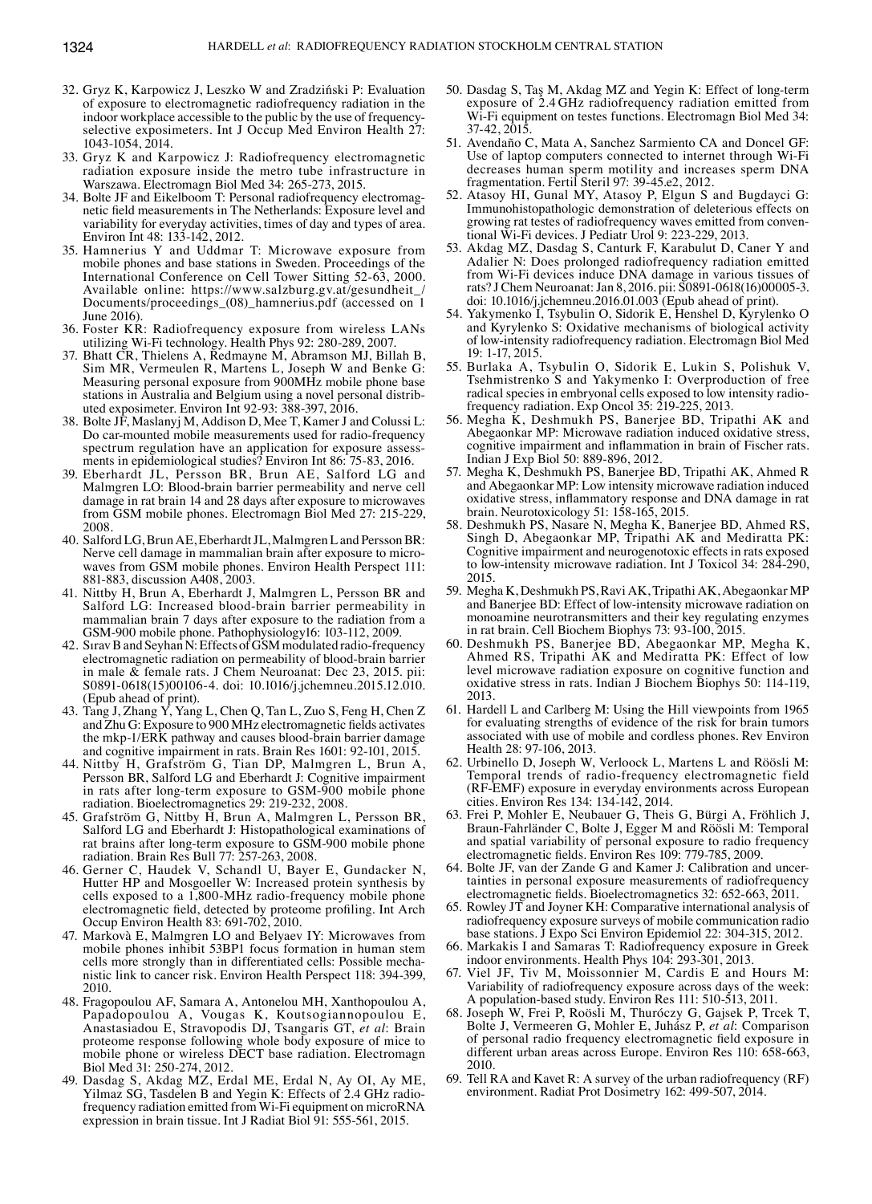32. Gryz K, Karpowicz J, Leszko W and Zradziński P: Evaluation of exposure to electromagnetic radiofrequency radiation in the indoor workplace accessible to the public by the use of frequency-selective exposimeters. Int J Occup Med Environ Health 27: 1043-1054, 2014.
33. Gryz K and Karpowicz J: Radiofrequency electromagnetic radiation exposure inside the metro tube infrastructure in Warszawa. Electromagn Biol Med 34: 265-273, 2015.
34. Bolte JF and Eikelboom T: Personal radiofrequency electromagnetic field measurements in The Netherlands: Exposure level and variability for everyday activities, times of day and types of area. Environ Int 48: 133-142, 2012.
35. Hamnerius Y and Uddmar T: Microwave exposure from mobile phones and base stations in Sweden. Proceedings of the International Conference on Cell Tower Sitting 52-63, 2000. Available online: https://www.salzburg.gv.at/gesundheit_/Documents/proceedings_(08)_hamnerius.pdf (accessed on 1 June 2016).
36. Foster KR: Radiofrequency exposure from wireless LANs utilizing Wi-Fi technology. Health Phys 92: 280-289, 2007.
37. Bhatt CR, Thielens A, Redmayne M, Abramson MJ, Billah B, Sim MR, Vermeulen R, Martens L, Joseph W and Benke G: Measuring personal exposure from 900MHz mobile phone base stations in Australia and Belgium using a novel personal distributed exposimeter. Environ Int 92-93: 388-397, 2016.
38. Bolte JF, Maslanyj M, Addison D, Mee T, Kamer J and Colussi L: Do car-mounted mobile measurements used for radio-frequency spectrum regulation have an application for exposure assessments in epidemiological studies? Environ Int 86: 75-83, 2016.
39. Eberhardt JL, Persson BR, Brun AE, Salford LG and Malmgren LO: Blood-brain barrier permeability and nerve cell damage in rat brain 14 and 28 days after exposure to microwaves from GSM mobile phones. Electromagn Biol Med 27: 215-229, 2008.
40. Salford LG, Brun AE, Eberhardt JL, Malmgren L and Persson BR: Nerve cell damage in mammalian brain after exposure to microwaves from GSM mobile phones. Environ Health Perspect 111: 881-883, discussion A408, 2003.
41. Nittby H, Brun A, Eberhardt J, Malmgren L, Persson BR and Salford LG: Increased blood-brain barrier permeability in mammalian brain 7 days after exposure to the radiation from a GSM-900 mobile phone. Pathophysiology16: 103-112, 2009.
42. Sırav B and Seyhan N: Effects of GSM modulated radio-frequency electromagnetic radiation on permeability of blood-brain barrier in male & female rats. J Chem Neuroanat: Dec 23, 2015. pii: S0891-0618(15)00106-4. doi: 10.1016/j.jchemneu.2015.12.010. (Epub ahead of print).
43. Tang J, Zhang Y, Yang L, Chen Q, Tan L, Zuo S, Feng H, Chen Z and Zhu G: Exposure to 900 MHz electromagnetic fields activates the mkp-1/ERK pathway and causes blood-brain barrier damage and cognitive impairment in rats. Brain Res 1601: 92-101, 2015.
44. Nittby H, Grafström G, Tian DP, Malmgren L, Brun A, Persson BR, Salford LG and Eberhardt J: Cognitive impairment in rats after long-term exposure to GSM-900 mobile phone radiation. Bioelectromagnetics 29: 219-232, 2008.
45. Grafström G, Nittby H, Brun A, Malmgren L, Persson BR, Salford LG and Eberhardt J: Histopathological examinations of rat brains after long-term exposure to GSM-900 mobile phone radiation. Brain Res Bull 77: 257-263, 2008.
46. Gerner C, Haudek V, Schandl U, Bayer E, Gundacker N, Hutter HP and Mosgoeller W: Increased protein synthesis by cells exposed to a 1,800-MHz radio-frequency mobile phone electromagnetic field, detected by proteome profiling. Int Arch Occup Environ Health 83: 691-702, 2010.
47. Markovà E, Malmgren LO and Belyaev IY: Microwaves from mobile phones inhibit 53BP1 focus formation in human stem cells more strongly than in differentiated cells: Possible mechanistic link to cancer risk. Environ Health Perspect 118: 394-399, 2010.
48. Fragopoulou AF, Samara A, Antonelou MH, Xanthopoulou A, Papadopoulou A, Vougas K, Koutsogiannopoulou E, Anastasiadou E, Stravopodis DJ, Tsangaris GT, *et al*: Brain proteome response following whole body exposure of mice to mobile phone or wireless DECT base radiation. Electromagn Biol Med 31: 250-274, 2012.
49. Dasdag S, Akdag MZ, Erdal ME, Erdal N, Ay OI, Ay ME, Yilmaz SG, Tasdelen B and Yegin K: Effects of 2.4 GHz radiofrequency radiation emitted from Wi-Fi equipment on microRNA expression in brain tissue. Int J Radiat Biol 91: 555-561, 2015.
50. Dasdag S, Taş M, Akdag MZ and Yegin K: Effect of long-term exposure of 2.4 GHz radiofrequency radiation emitted from Wi-Fi equipment on testes functions. Electromagn Biol Med 34: 37-42, 2015.
51. Avendaño C, Mata A, Sanchez Sarmiento CA and Doncel GF: Use of laptop computers connected to internet through Wi-Fi decreases human sperm motility and increases sperm DNA fragmentation. Fertil Steril 97: 39-45.e2, 2012.
52. Atasoy HI, Gunal MY, Atasoy P, Elgun S and Bugdayci G: Immunohistopathologic demonstration of deleterious effects on growing rat testes of radiofrequency waves emitted from conventional Wi-Fi devices. J Pediatr Urol 9: 223-229, 2013.
53. Akdag MZ, Dasdag S, Canturk F, Karabulut D, Caner Y and Adalier N: Does prolonged radiofrequency radiation emitted from Wi-Fi devices induce DNA damage in various tissues of rats? J Chem Neuroanat: Jan 8, 2016. pii: S0891-0618(16)00005-3. doi: 10.1016/j.jchemneu.2016.01.003 (Epub ahead of print).
54. Yakymenko I, Tsybulin O, Sidorik E, Henshel D, Kyrylenko O and Kyrylenko S: Oxidative mechanisms of biological activity of low-intensity radiofrequency radiation. Electromagn Biol Med 19: 1-17, 2015.
55. Burlaka A, Tsybulin O, Sidorik E, Lukin S, Polishuk V, Tsehmistrenko S and Yakymenko I: Overproduction of free radical species in embryonal cells exposed to low intensity radiofrequency radiation. Exp Oncol 35: 219-225, 2013.
56. Megha K, Deshmukh PS, Banerjee BD, Tripathi AK and Abegaonkar MP: Microwave radiation induced oxidative stress, cognitive impairment and inflammation in brain of Fischer rats. Indian J Exp Biol 50: 889-896, 2012.
57. Megha K, Deshmukh PS, Banerjee BD, Tripathi AK, Ahmed R and Abegaonkar MP: Low intensity microwave radiation induced oxidative stress, inflammatory response and DNA damage in rat brain. Neurotoxicology 51: 158-165, 2015.
58. Deshmukh PS, Nasare N, Megha K, Banerjee BD, Ahmed RS, Singh D, Abegaonkar MP, Tripathi AK and Mediratta PK: Cognitive impairment and neurogenotoxic effects in rats exposed to low-intensity microwave radiation. Int J Toxicol 34: 284-290, 2015.
59. Megha K, Deshmukh PS, Ravi AK, Tripathi AK, Abegaonkar MP and Banerjee BD: Effect of low-intensity microwave radiation on monoamine neurotransmitters and their key regulating enzymes in rat brain. Cell Biochem Biophys 73: 93-100, 2015.
60. Deshmukh PS, Banerjee BD, Abegaonkar MP, Megha K, Ahmed RS, Tripathi AK and Mediratta PK: Effect of low level microwave radiation exposure on cognitive function and oxidative stress in rats. Indian J Biochem Biophys 50: 114-119, 2013.
61. Hardell L and Carlberg M: Using the Hill viewpoints from 1965 for evaluating strengths of evidence of the risk for brain tumors associated with use of mobile and cordless phones. Rev Environ Health 28: 97-106, 2013.
62. Urbinello D, Joseph W, Verloock L, Martens L and Röösli M: Temporal trends of radio-frequency electromagnetic field (RF-EMF) exposure in everyday environments across European cities. Environ Res 134: 134-142, 2014.
63. Frei P, Mohler E, Neubauer G, Theis G, Bürgi A, Fröhlich J, Braun-Fahrländer C, Bolte J, Egger M and Röösli M: Temporal and spatial variability of personal exposure to radio frequency electromagnetic fields. Environ Res 109: 779-785, 2009.
64. Bolte JF, van der Zande G and Kamer J: Calibration and uncertainties in personal exposure measurements of radiofrequency electromagnetic fields. Bioelectromagnetics 32: 652-663, 2011.
65. Rowley JT and Joyner KH: Comparative international analysis of radiofrequency exposure surveys of mobile communication radio base stations. J Expo Sci Environ Epidemiol 22: 304-315, 2012.
66. Markakis I and Samaras T: Radiofrequency exposure in Greek indoor environments. Health Phys 104: 293-301, 2013.
67. Viel JF, Tiv M, Moissonnier M, Cardis E and Hours M: Variability of radiofrequency exposure across days of the week: A population-based study. Environ Res 111: 510-513, 2011.
68. Joseph W, Frei P, Roösli M, Thuróczy G, Gajsek P, Trcek T, Bolte J, Vermeeren G, Mohler E, Juhász P, *et al*: Comparison of personal radio frequency electromagnetic field exposure in different urban areas across Europe. Environ Res 110: 658-663, 2010.
69. Tell RA and Kavet R: A survey of the urban radiofrequency (RF) environment. Radiat Prot Dosimetry 162: 499-507, 2014.